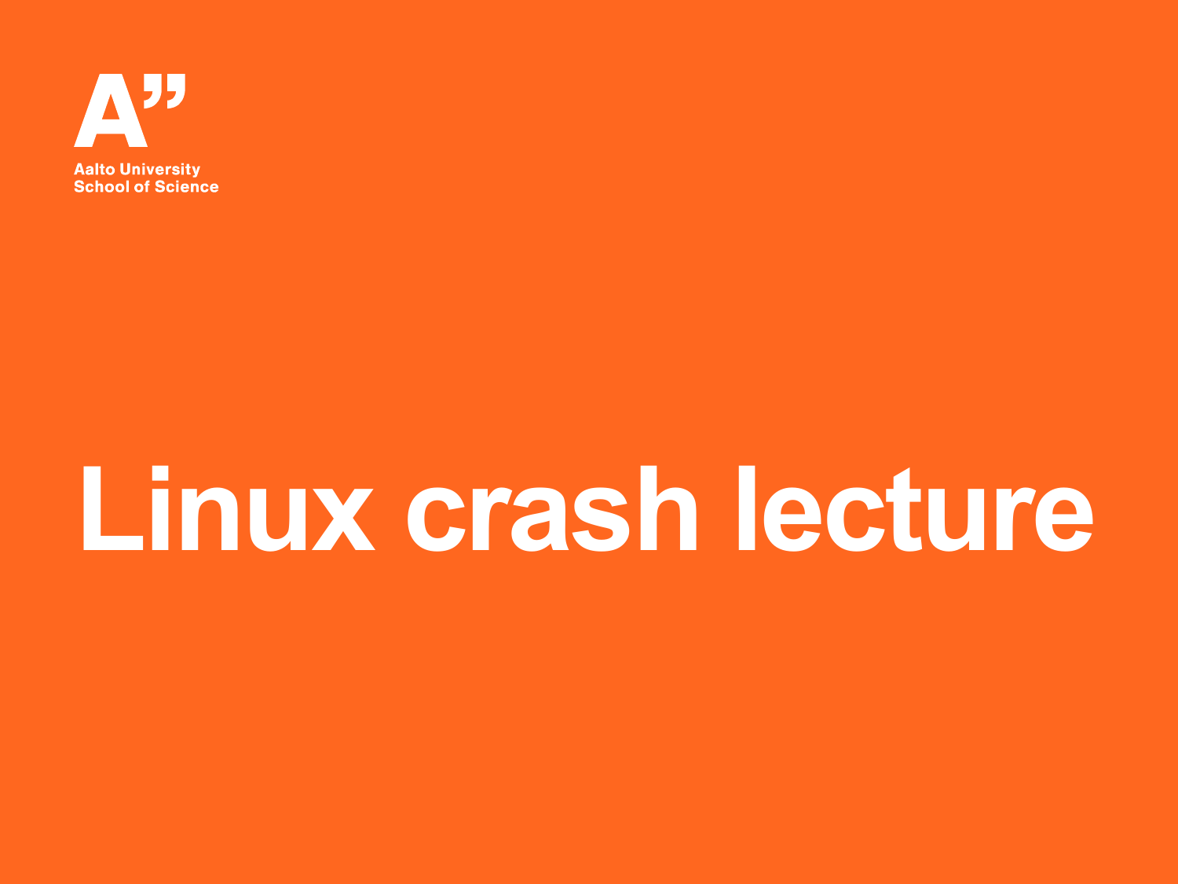Aalto University
School of Science

# Linux crash lecture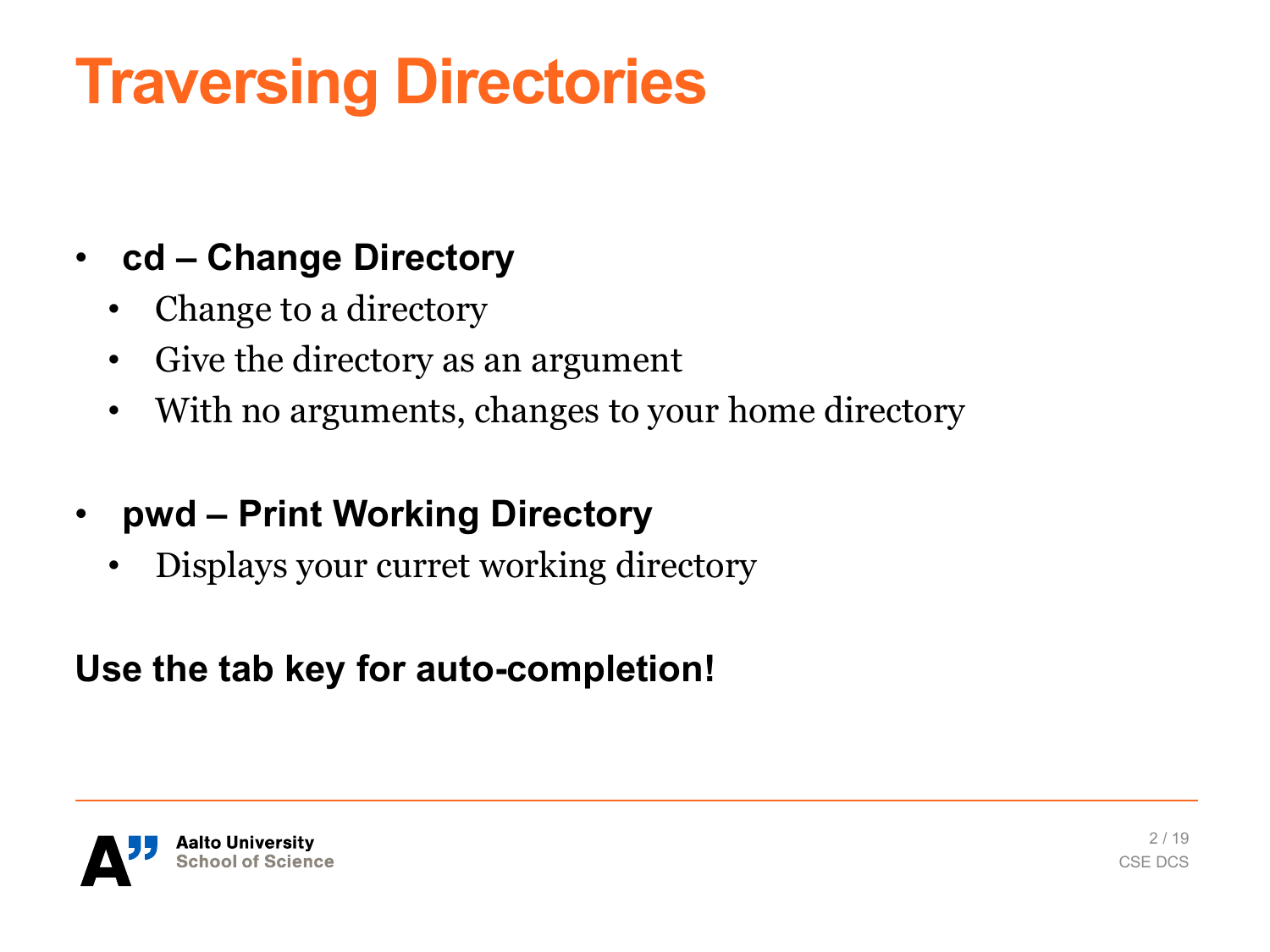# Traversing Directories

- **cd – Change Directory**
  - Change to a directory
  - Give the directory as an argument
  - With no arguments, changes to your home directory

- **pwd – Print Working Directory**
  - Displays your curret working directory

**Use the tab key for auto-completion!**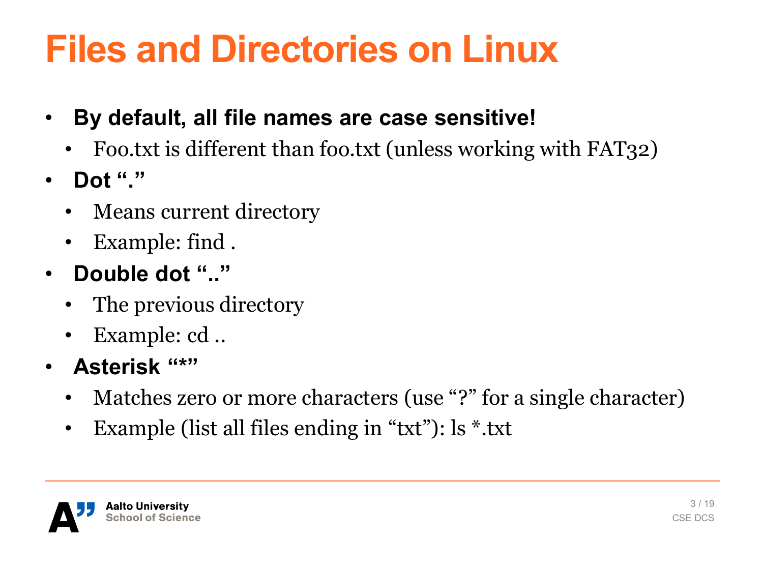# Files and Directories on Linux

- **By default, all file names are case sensitive!**
  - Foo.txt is different than foo.txt (unless working with FAT32)
- **Dot "."**
  - Means current directory
  - Example: find .
- **Double dot ".."**
  - The previous directory
  - Example: cd ..
- **Asterisk "*"**
  - Matches zero or more characters (use "?" for a single character)
  - Example (list all files ending in "txt"): ls *.txt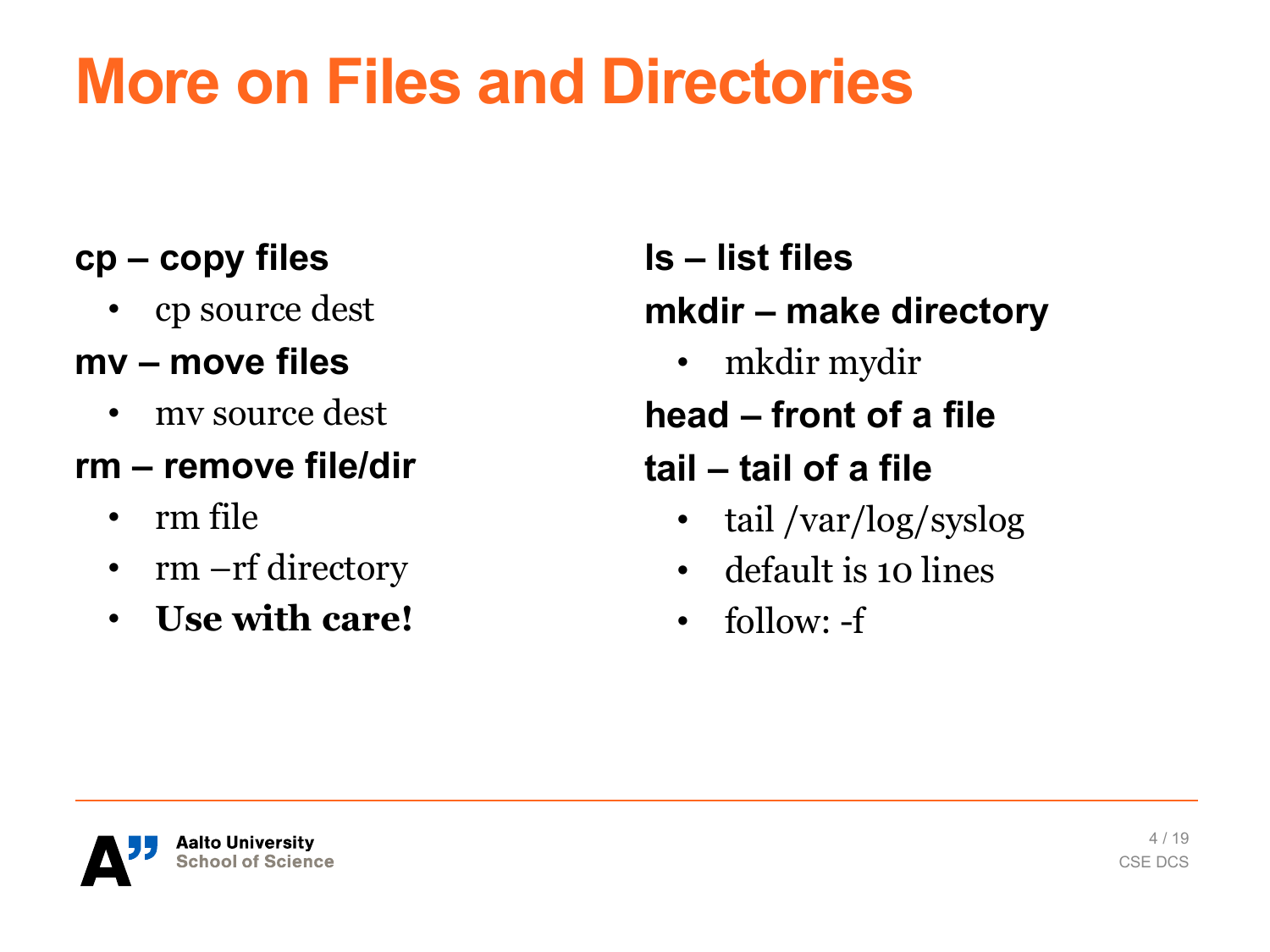# More on Files and Directories

**cp – copy files**

- cp source dest

**mv – move files**

- mv source dest

**rm – remove file/dir**

- rm file
- rm –rf directory
- **Use with care!**

**ls – list files**

**mkdir – make directory**

- mkdir mydir

**head – front of a file**

**tail – tail of a file**

- tail /var/log/syslog
- default is 10 lines
- follow: -f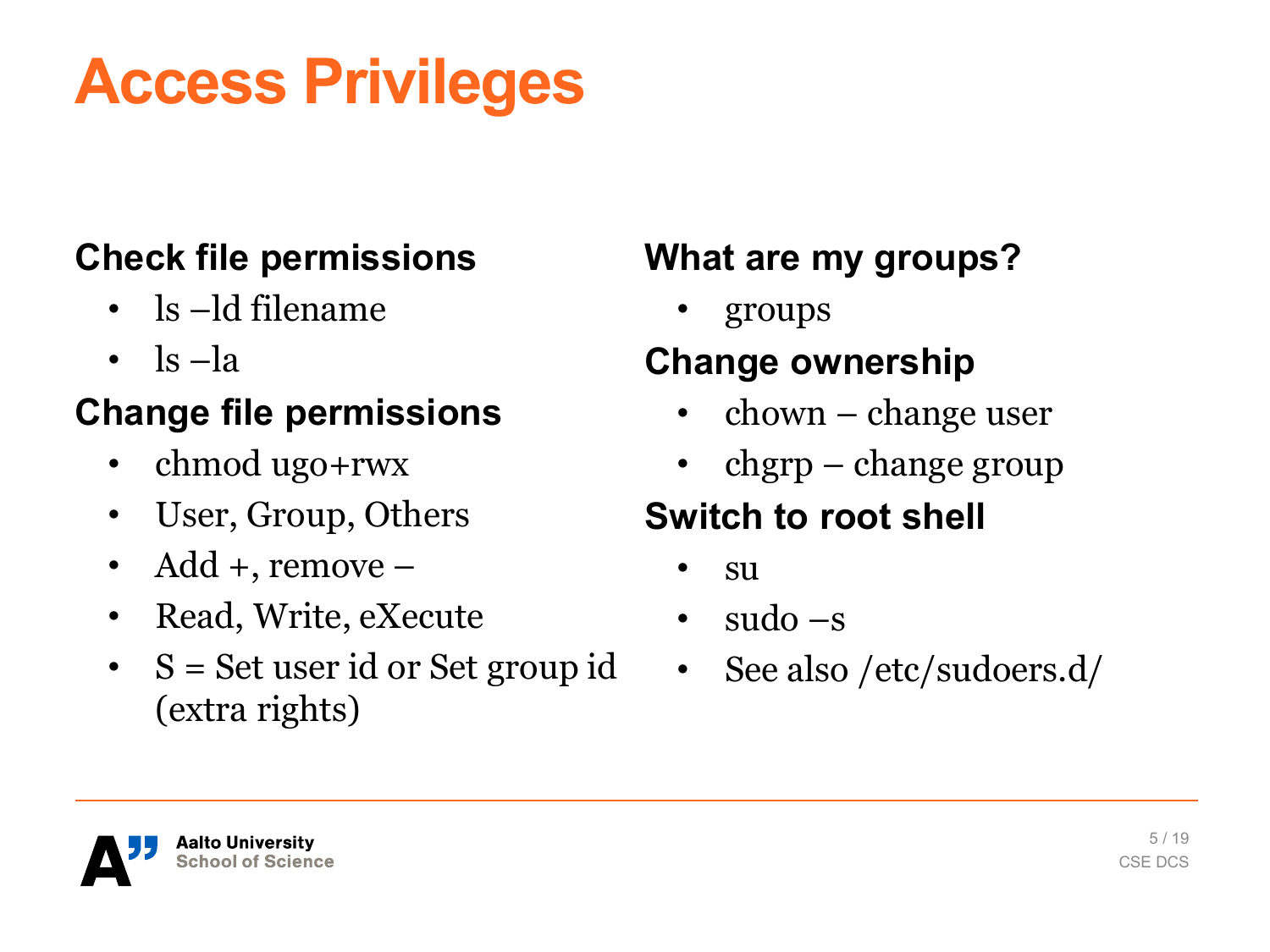# Access Privileges

## Check file permissions

- ls –ld filename
- ls –la

## Change file permissions

- chmod ugo+rwx
- User, Group, Others
- Add +, remove –
- Read, Write, eXecute
- S = Set user id or Set group id (extra rights)

## What are my groups?

- groups

## Change ownership

- chown – change user
- chgrp – change group

## Switch to root shell

- su
- sudo –s
- See also /etc/sudoers.d/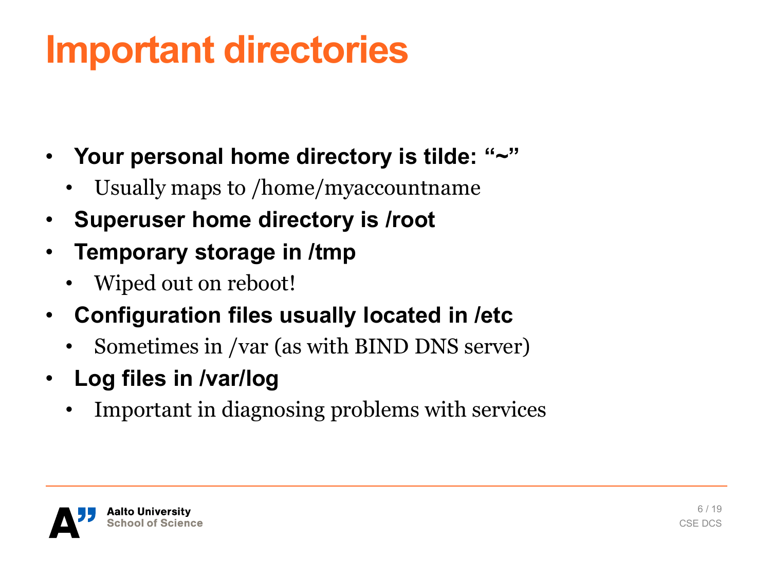# Important directories

- **Your personal home directory is tilde: "~"**
  - Usually maps to /home/myaccountname
- **Superuser home directory is /root**
- **Temporary storage in /tmp**
  - Wiped out on reboot!
- **Configuration files usually located in /etc**
  - Sometimes in /var (as with BIND DNS server)
- **Log files in /var/log**
  - Important in diagnosing problems with services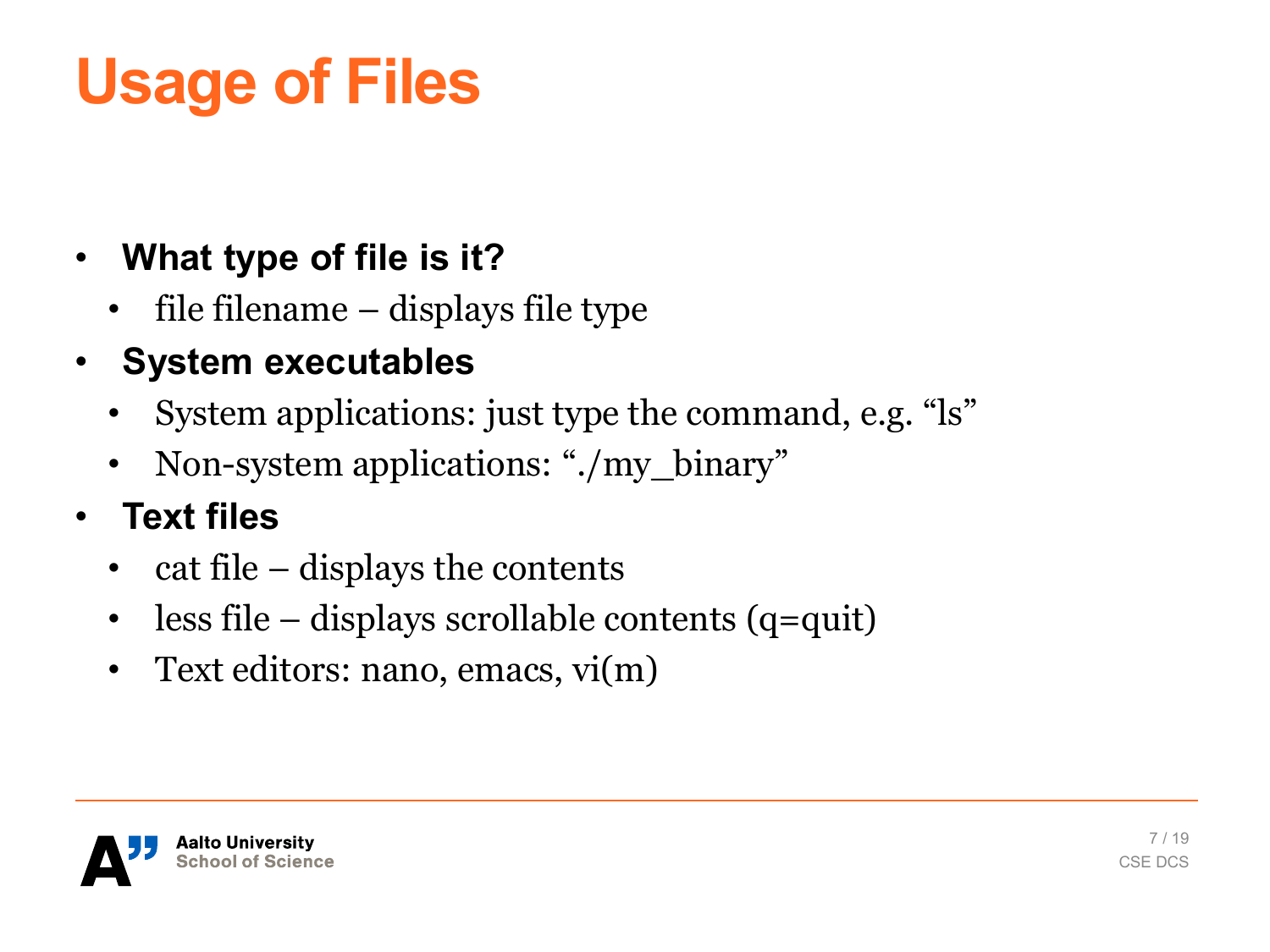# Usage of Files

- **What type of file is it?**
  - file filename – displays file type
- **System executables**
  - System applications: just type the command, e.g. “ls”
  - Non-system applications: “./my_binary”
- **Text files**
  - cat file – displays the contents
  - less file – displays scrollable contents (q=quit)
  - Text editors: nano, emacs, vi(m)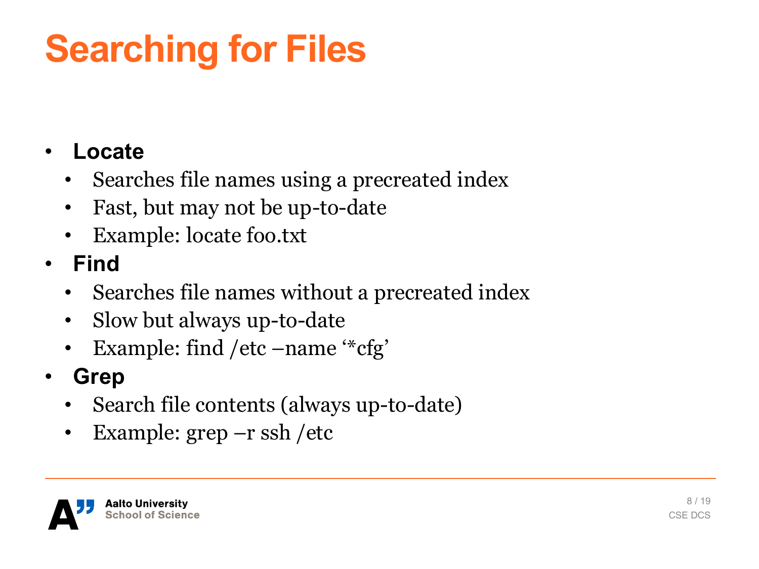# Searching for Files

- **Locate**
  - Searches file names using a precreated index
  - Fast, but may not be up-to-date
  - Example: locate foo.txt
- **Find**
  - Searches file names without a precreated index
  - Slow but always up-to-date
  - Example: find /etc –name '*cfg'
- **Grep**
  - Search file contents (always up-to-date)
  - Example: grep –r ssh /etc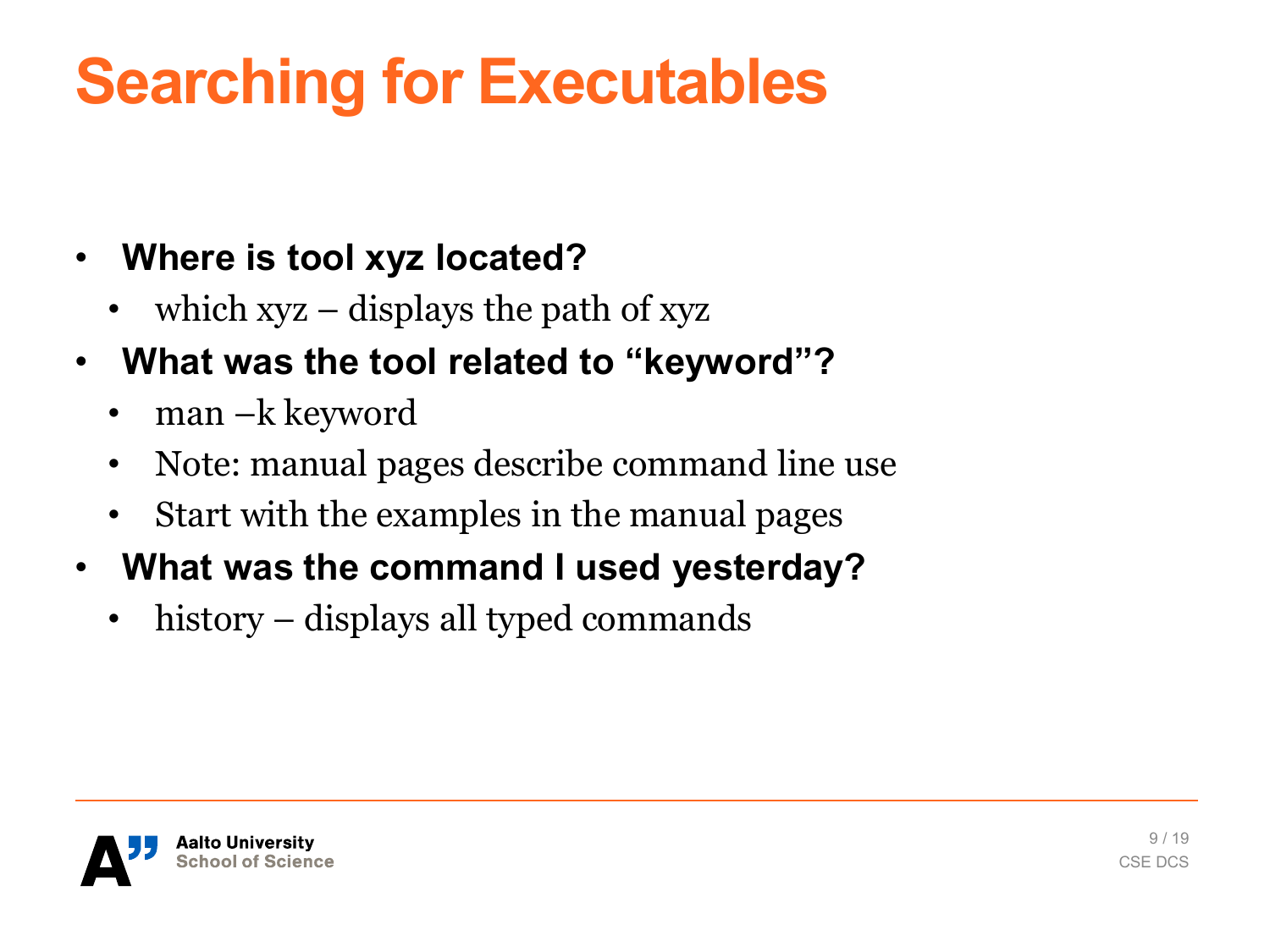# Searching for Executables

- **Where is tool xyz located?**
  - which xyz – displays the path of xyz
- **What was the tool related to "keyword"?**
  - man –k keyword
  - Note: manual pages describe command line use
  - Start with the examples in the manual pages
- **What was the command I used yesterday?**
  - history – displays all typed commands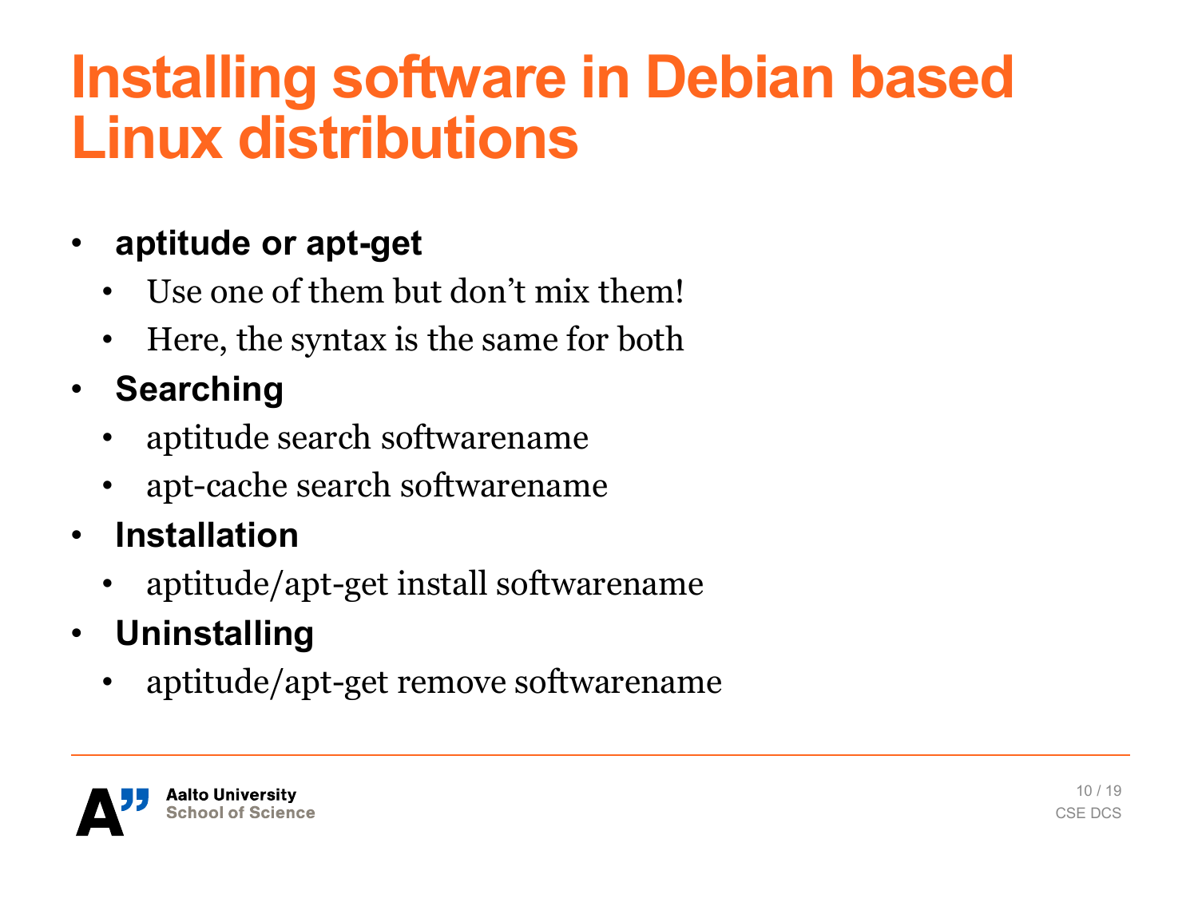# Installing software in Debian based Linux distributions

- **aptitude or apt-get**
  - Use one of them but don't mix them!
  - Here, the syntax is the same for both
- **Searching**
  - aptitude search softwarename
  - apt-cache search softwarename
- **Installation**
  - aptitude/apt-get install softwarename
- **Uninstalling**
  - aptitude/apt-get remove softwarename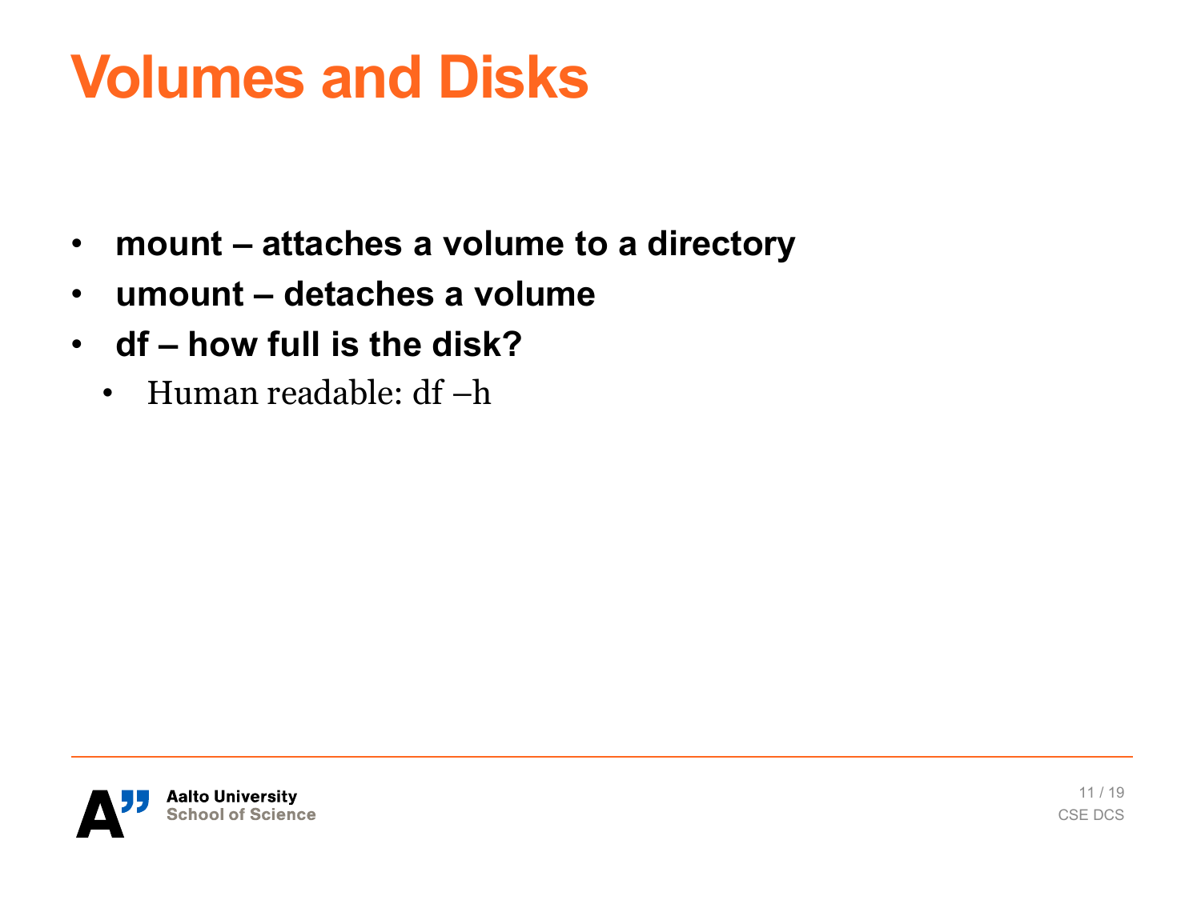# Volumes and Disks

- **mount – attaches a volume to a directory**
- **umount – detaches a volume**
- **df – how full is the disk?**
  - Human readable: df –h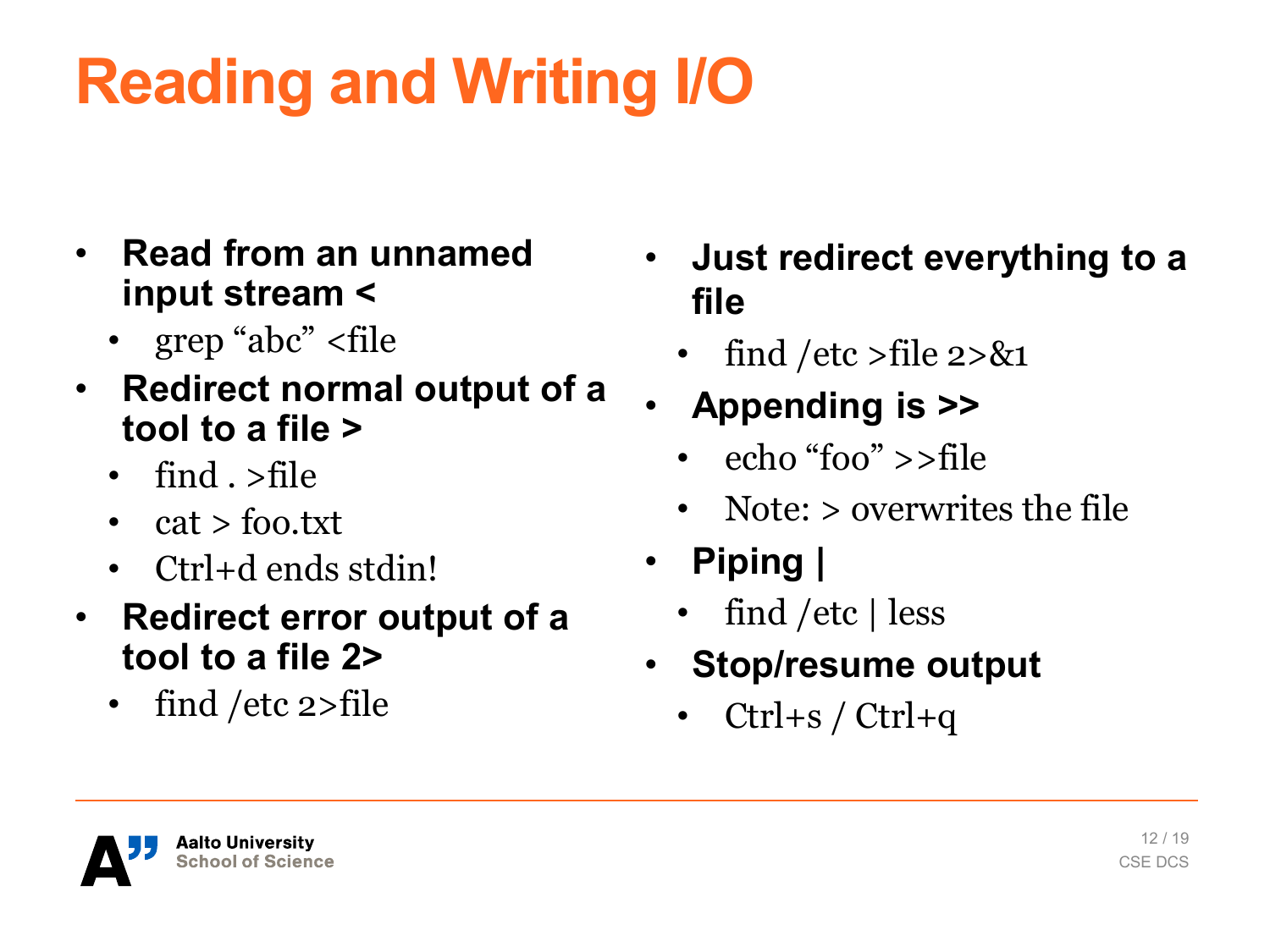# Reading and Writing I/O

- **Read from an unnamed input stream <**
  - grep “abc” <file
- **Redirect normal output of a tool to a file >**
  - find . >file
  - cat > foo.txt
  - Ctrl+d ends stdin!
- **Redirect error output of a tool to a file 2>**
  - find /etc 2>file
- **Just redirect everything to a file**
  - find /etc >file 2>&1
- **Appending is >>**
  - echo “foo” >>file
  - Note: > overwrites the file
- **Piping |**
  - find /etc | less
- **Stop/resume output**
  - Ctrl+s / Ctrl+q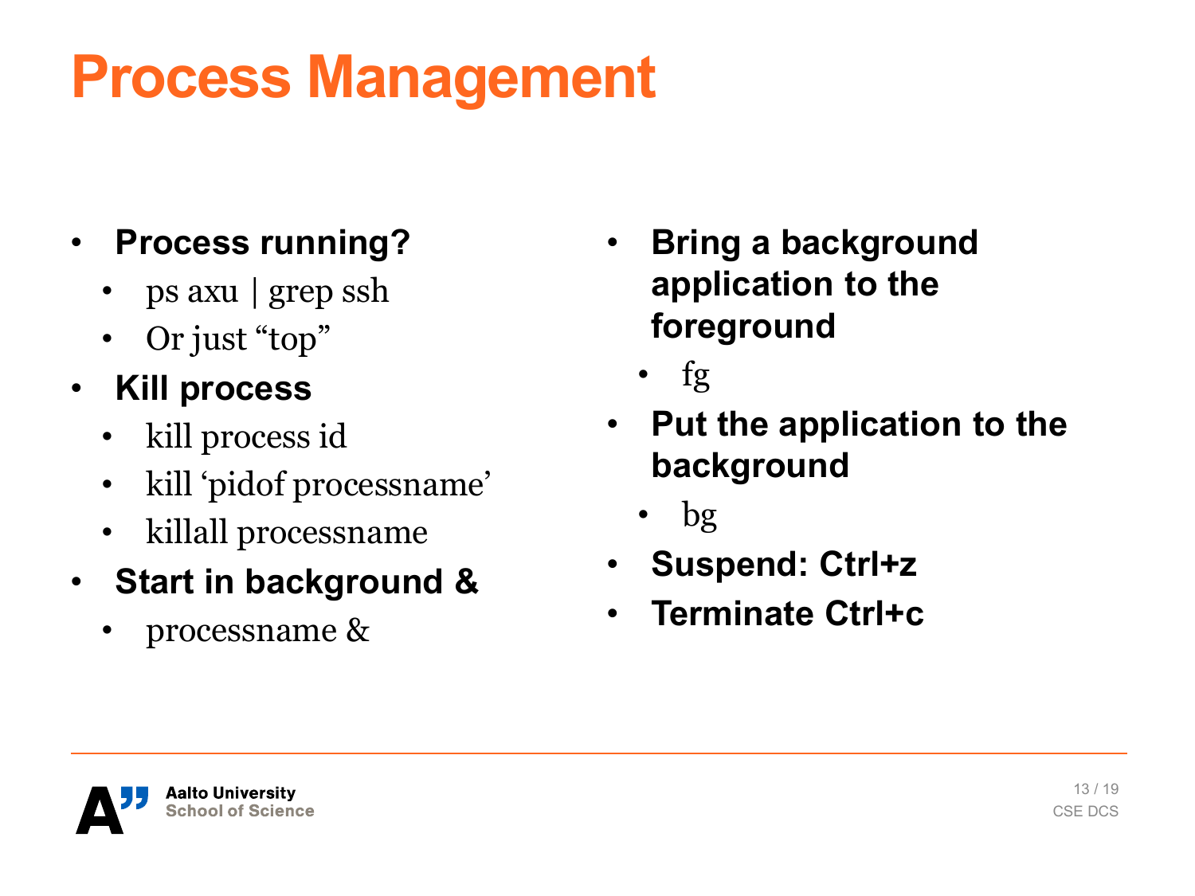# Process Management

- **Process running?**
  - ps axu | grep ssh
  - Or just "top"
- **Kill process**
  - kill process id
  - kill 'pidof processname'
  - killall processname
- **Start in background &**
  - processname &
- **Bring a background application to the foreground**
  - fg
- **Put the application to the background**
  - bg
- **Suspend: Ctrl+z**
- **Terminate Ctrl+c**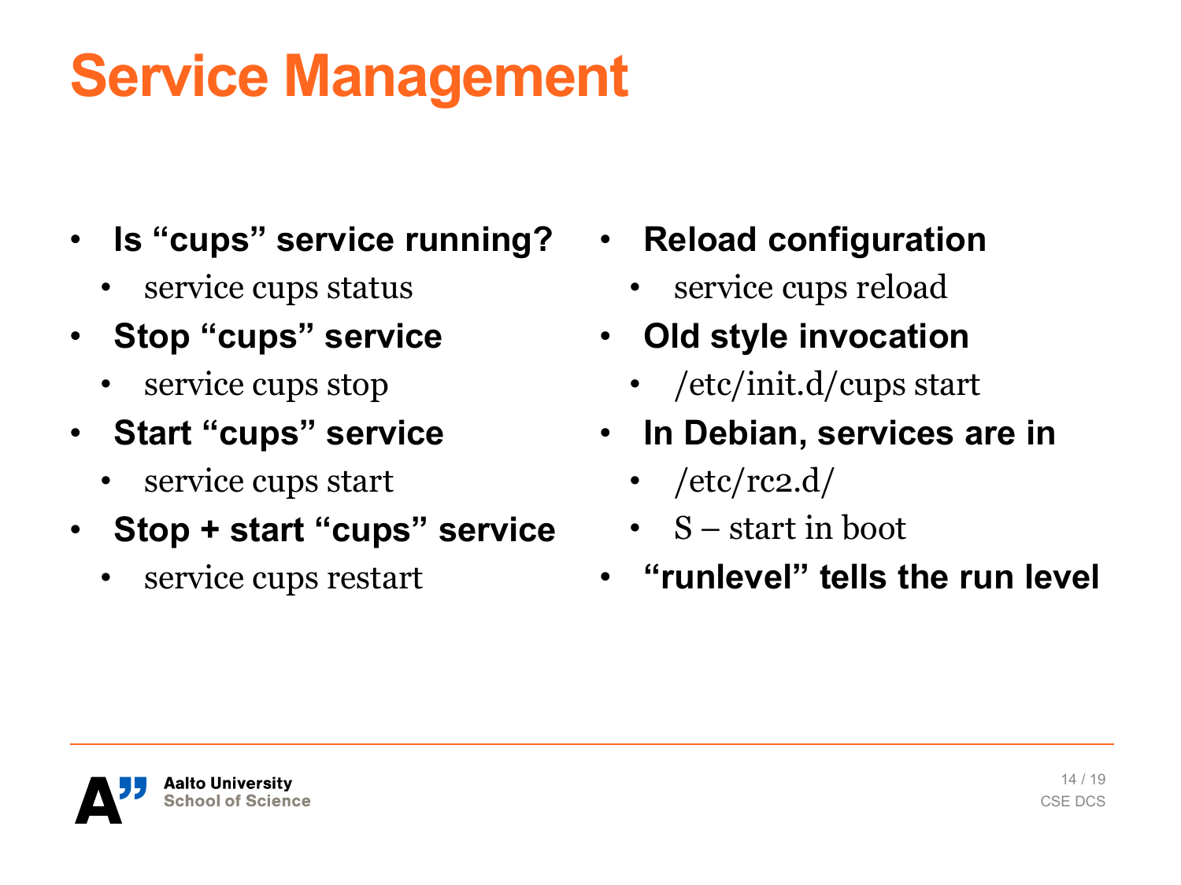# Service Management

- **Is "cups" service running?**
  - service cups status
- **Stop "cups" service**
  - service cups stop
- **Start "cups" service**
  - service cups start
- **Stop + start "cups" service**
  - service cups restart
- **Reload configuration**
  - service cups reload
- **Old style invocation**
  - /etc/init.d/cups start
- **In Debian, services are in**
  - /etc/rc2.d/
  - S – start in boot
- **"runlevel" tells the run level**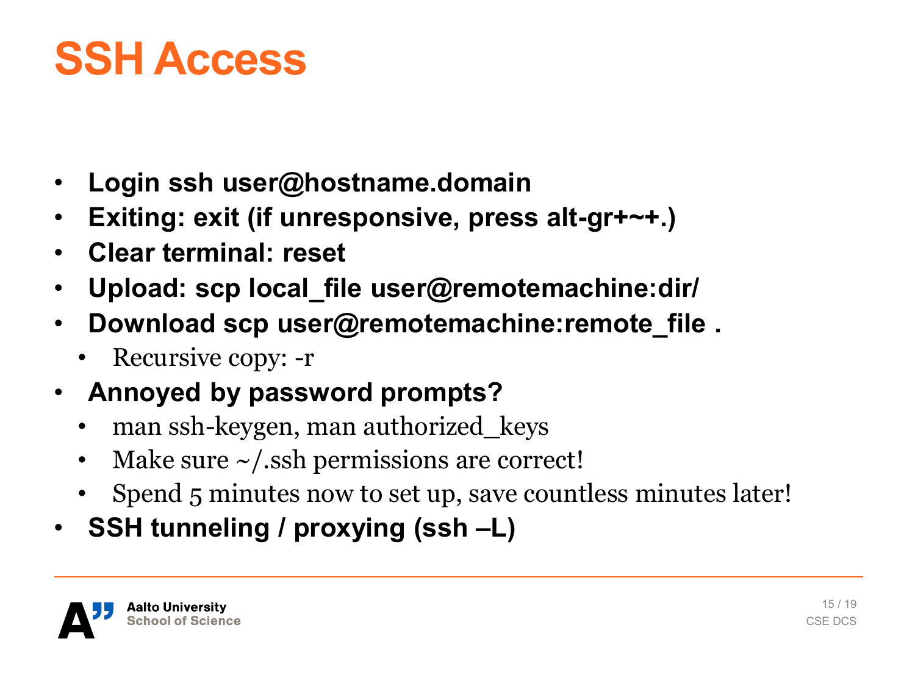# SSH Access

- **Login ssh user@hostname.domain**
- **Exiting: exit (if unresponsive, press alt-gr+~+.)**
- **Clear terminal: reset**
- **Upload: scp local_file user@remotemachine:dir/**
- **Download scp user@remotemachine:remote_file .**
  - Recursive copy: -r
- **Annoyed by password prompts?**
  - man ssh-keygen, man authorized_keys
  - Make sure ~/.ssh permissions are correct!
  - Spend 5 minutes now to set up, save countless minutes later!
- **SSH tunneling / proxying (ssh –L)**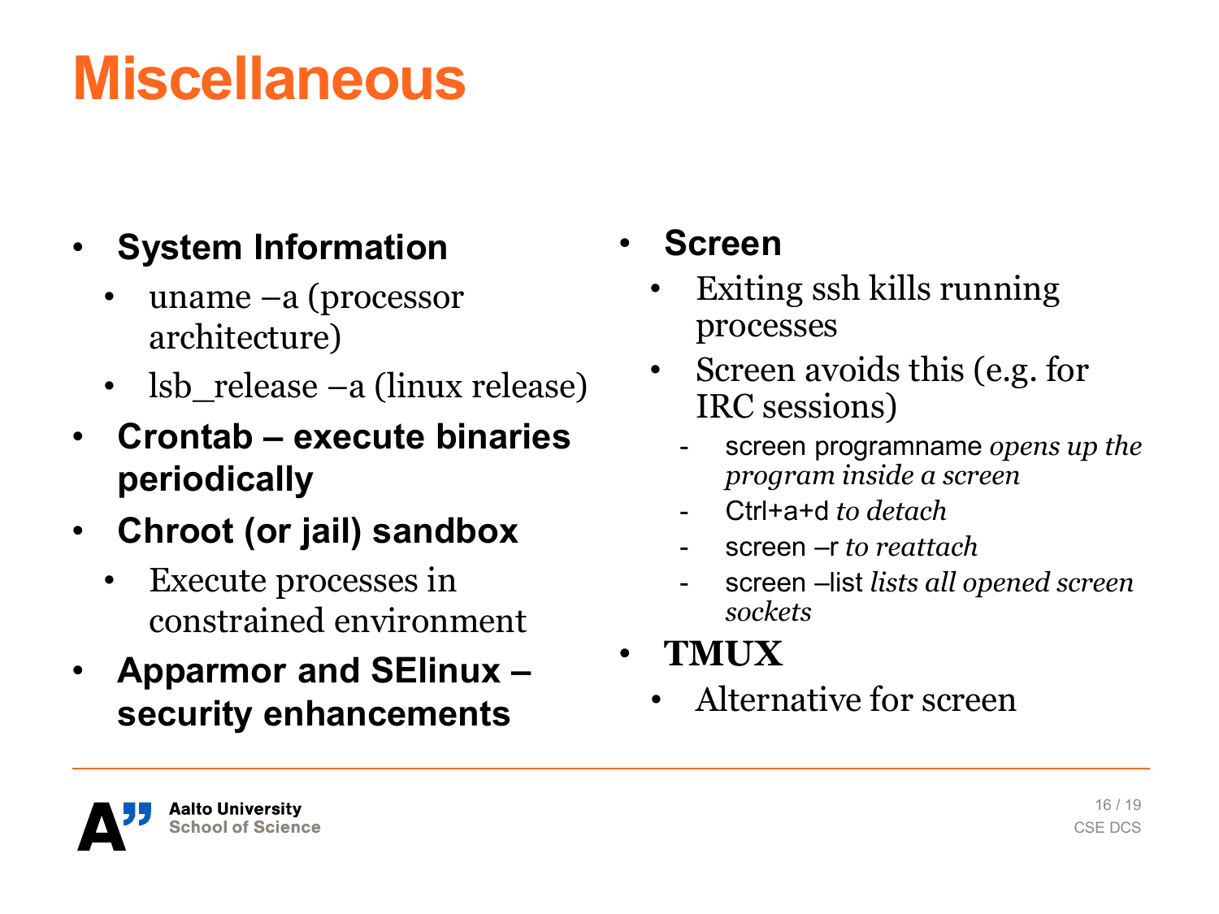# Miscellaneous

- **System Information**
  - uname –a (processor architecture)
  - lsb_release –a (linux release)
- **Crontab – execute binaries periodically**
- **Chroot (or jail) sandbox**
  - Execute processes in constrained environment
- **Apparmor and SElinux – security enhancements**

- **Screen**
  - Exiting ssh kills running processes
  - Screen avoids this (e.g. for IRC sessions)
    - screen programname *opens up the program inside a screen*
    - Ctrl+a+d *to detach*
    - screen –r *to reattach*
    - screen –list *lists all opened screen sockets*
- **TMUX**
  - Alternative for screen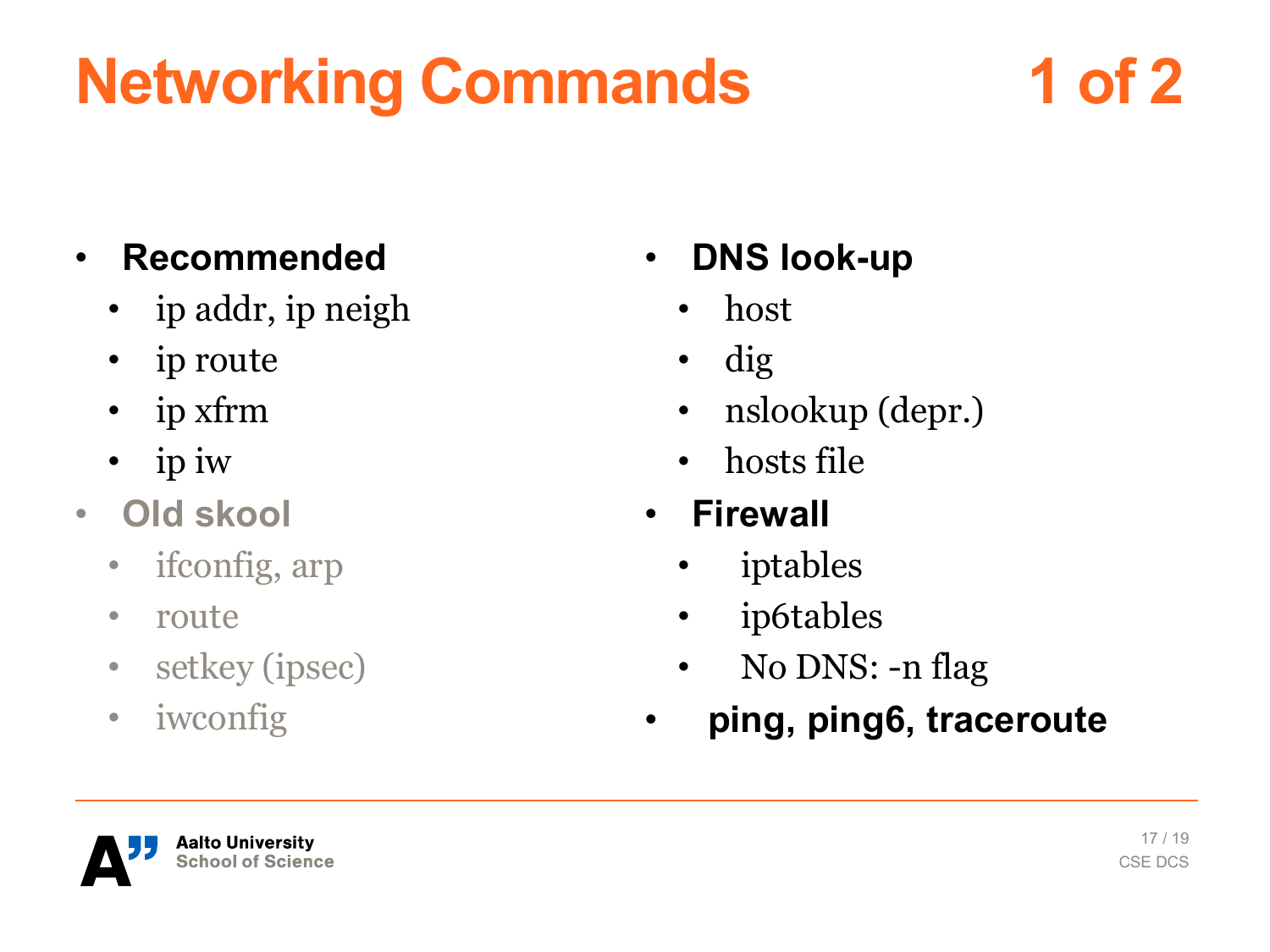# Networking Commands 1 of 2

- **Recommended**
  - ip addr, ip neigh
  - ip route
  - ip xfrm
  - ip iw
- **Old skool**
  - ifconfig, arp
  - route
  - setkey (ipsec)
  - iwconfig
- **DNS look-up**
  - host
  - dig
  - nslookup (depr.)
  - hosts file
- **Firewall**
  - iptables
  - ip6tables
  - No DNS: -n flag
- **ping, ping6, traceroute**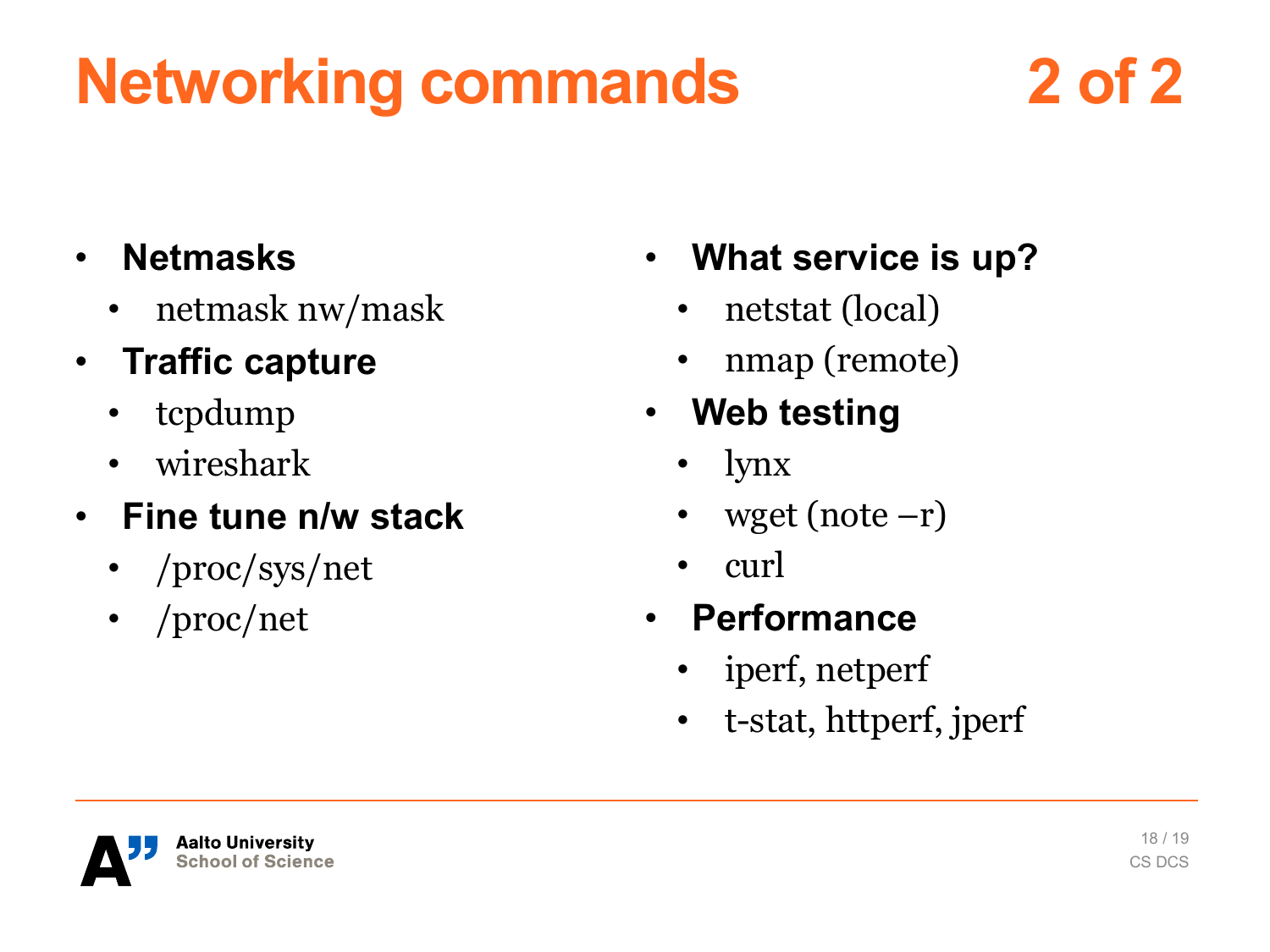# Networking commands 2 of 2

- **Netmasks**
  - netmask nw/mask
- **Traffic capture**
  - tcpdump
  - wireshark
- **Fine tune n/w stack**
  - /proc/sys/net
  - /proc/net
- **What service is up?**
  - netstat (local)
  - nmap (remote)
- **Web testing**
  - lynx
  - wget (note –r)
  - curl
- **Performance**
  - iperf, netperf
  - t-stat, httperf, jperf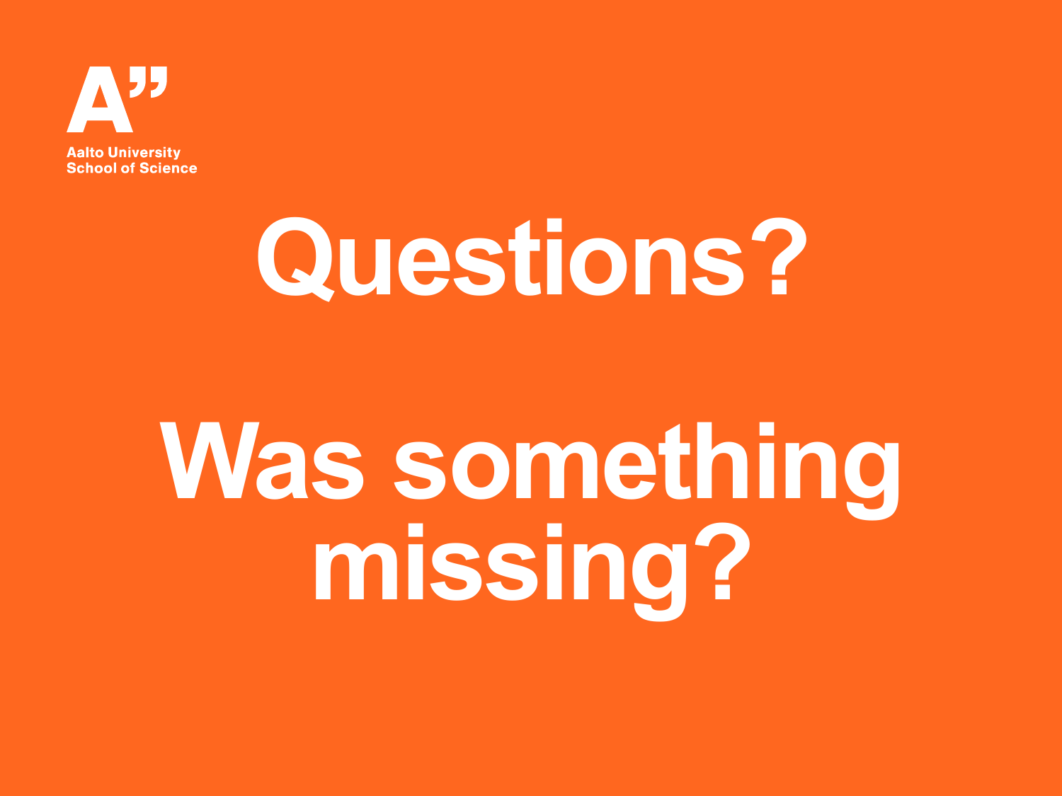Aalto University
School of Science

# Questions?

# Was something missing?